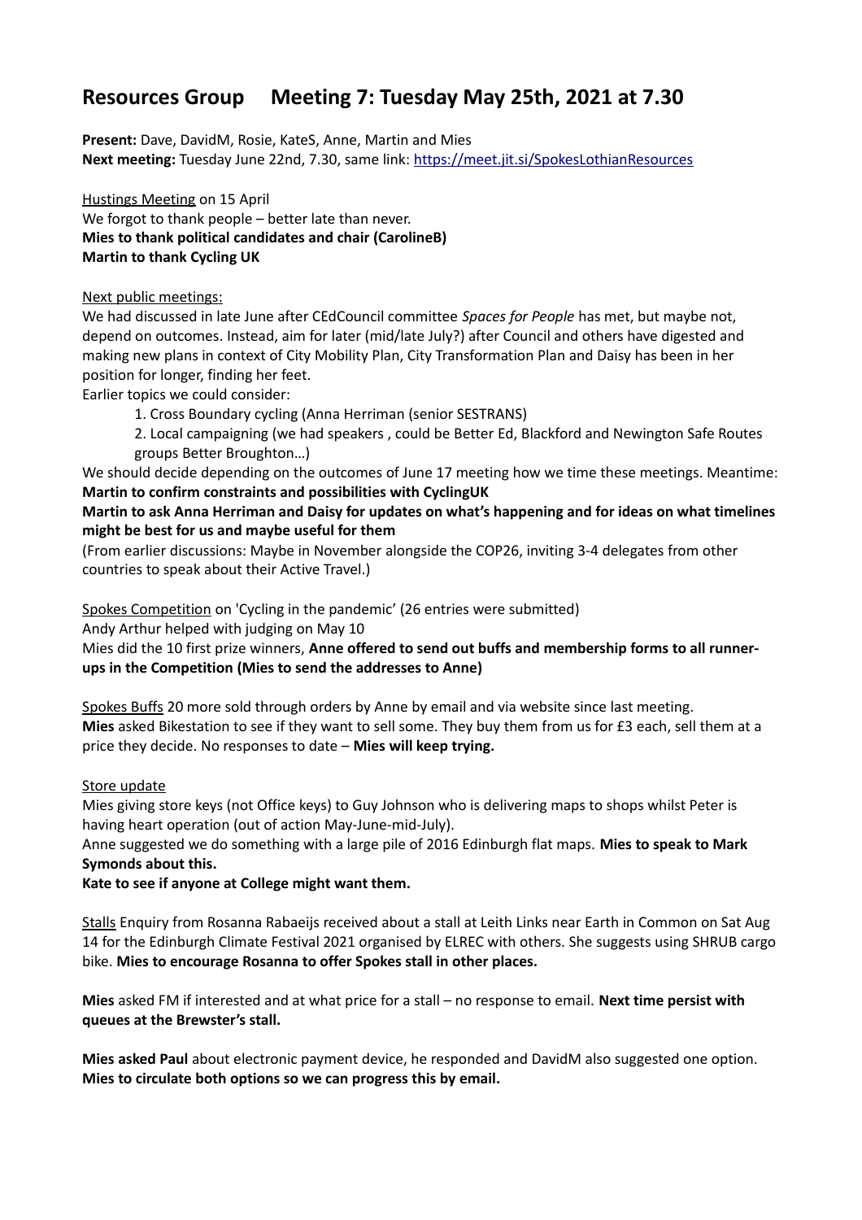# Resources Group Meeting 7: Tuesday May 25th, 2021 at 7.30

**Present:** Dave, DavidM, Rosie, KateS, Anne, Martin and Mies
**Next meeting:** Tuesday June 22nd, 7.30, same link: https://meet.jit.si/SpokesLothianResources

Hustings Meeting on 15 April
We forgot to thank people – better late than never.
**Mies to thank political candidates and chair (CarolineB)**
**Martin to thank Cycling UK**

Next public meetings:
We had discussed in late June after CEdCouncil committee *Spaces for People* has met, but maybe not, depend on outcomes. Instead, aim for later (mid/late July?) after Council and others have digested and making new plans in context of City Mobility Plan, City Transformation Plan and Daisy has been in her position for longer, finding her feet.
Earlier topics we could consider:

1. Cross Boundary cycling (Anna Herriman (senior SESTRANS)
2. Local campaigning (we had speakers , could be Better Ed, Blackford and Newington Safe Routes groups Better Broughton…)

We should decide depending on the outcomes of June 17 meeting how we time these meetings. Meantime:
**Martin to confirm constraints and possibilities with CyclingUK**
**Martin to ask Anna Herriman and Daisy for updates on what's happening and for ideas on what timelines might be best for us and maybe useful for them**
(From earlier discussions: Maybe in November alongside the COP26, inviting 3-4 delegates from other countries to speak about their Active Travel.)

Spokes Competition on 'Cycling in the pandemic' (26 entries were submitted)
Andy Arthur helped with judging on May 10
Mies did the 10 first prize winners, **Anne offered to send out buffs and membership forms to all runner-ups in the Competition (Mies to send the addresses to Anne)**

Spokes Buffs 20 more sold through orders by Anne by email and via website since last meeting.
**Mies** asked Bikestation to see if they want to sell some. They buy them from us for £3 each, sell them at a price they decide. No responses to date – **Mies will keep trying.**

Store update
Mies giving store keys (not Office keys) to Guy Johnson who is delivering maps to shops whilst Peter is having heart operation (out of action May-June-mid-July).
Anne suggested we do something with a large pile of 2016 Edinburgh flat maps. **Mies to speak to Mark Symonds about this.**
**Kate to see if anyone at College might want them.**

Stalls Enquiry from Rosanna Rabaeijs received about a stall at Leith Links near Earth in Common on Sat Aug 14 for the Edinburgh Climate Festival 2021 organised by ELREC with others. She suggests using SHRUB cargo bike. **Mies to encourage Rosanna to offer Spokes stall in other places.**

**Mies** asked FM if interested and at what price for a stall – no response to email. **Next time persist with queues at the Brewster's stall.**

**Mies asked Paul** about electronic payment device, he responded and DavidM also suggested one option. **Mies to circulate both options so we can progress this by email.**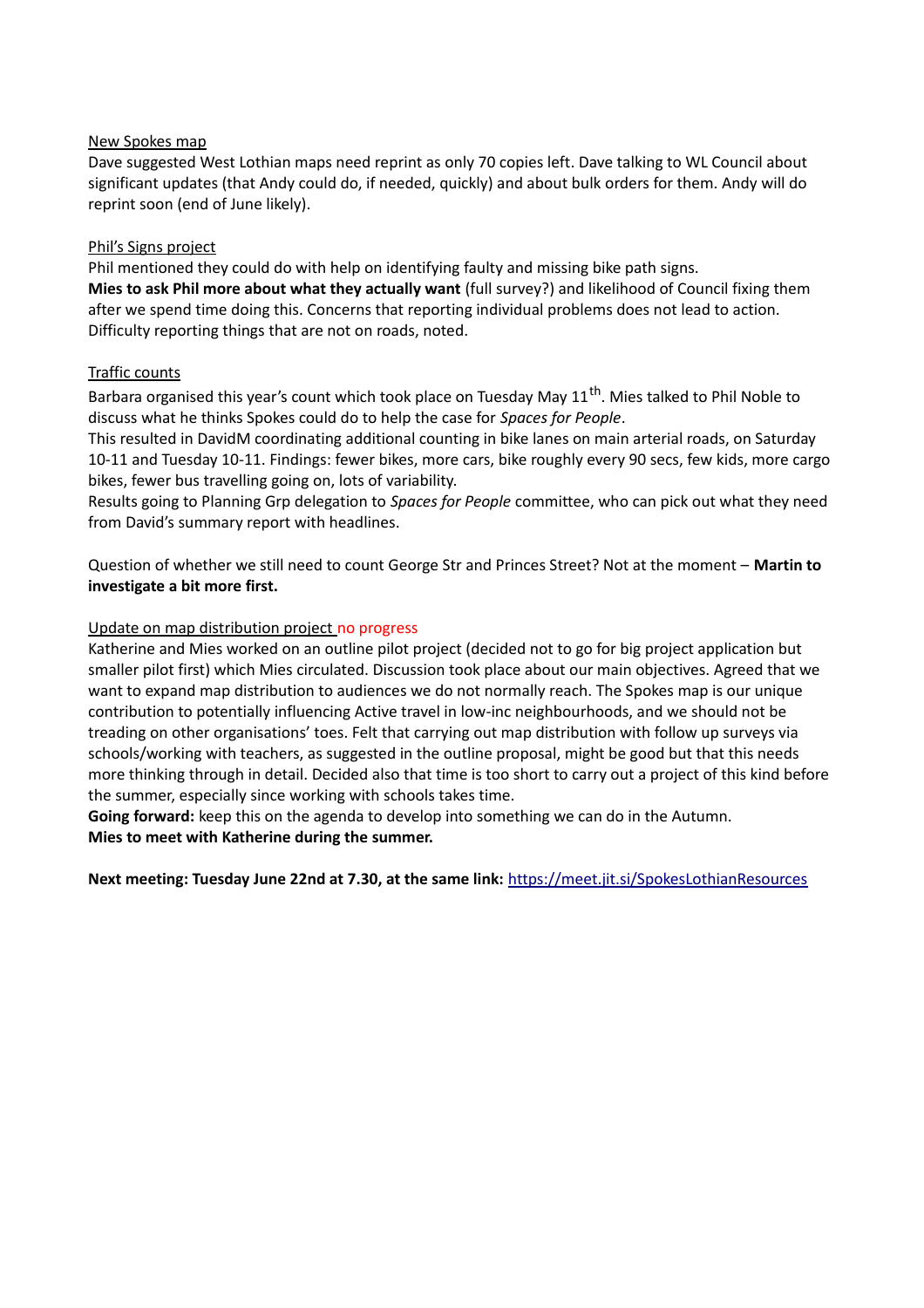New Spokes map

Dave suggested West Lothian maps need reprint as only 70 copies left. Dave talking to WL Council about significant updates (that Andy could do, if needed, quickly) and about bulk orders for them. Andy will do reprint soon (end of June likely).

Phil's Signs project

Phil mentioned they could do with help on identifying faulty and missing bike path signs. **Mies to ask Phil more about what they actually want** (full survey?) and likelihood of Council fixing them after we spend time doing this. Concerns that reporting individual problems does not lead to action. Difficulty reporting things that are not on roads, noted.

Traffic counts

Barbara organised this year's count which took place on Tuesday May 11th. Mies talked to Phil Noble to discuss what he thinks Spokes could do to help the case for *Spaces for People*.

This resulted in DavidM coordinating additional counting in bike lanes on main arterial roads, on Saturday 10-11 and Tuesday 10-11. Findings: fewer bikes, more cars, bike roughly every 90 secs, few kids, more cargo bikes, fewer bus travelling going on, lots of variability.

Results going to Planning Grp delegation to *Spaces for People* committee, who can pick out what they need from David's summary report with headlines.

Question of whether we still need to count George Str and Princes Street? Not at the moment – **Martin to investigate a bit more first.**

Update on map distribution project no progress

Katherine and Mies worked on an outline pilot project (decided not to go for big project application but smaller pilot first) which Mies circulated. Discussion took place about our main objectives. Agreed that we want to expand map distribution to audiences we do not normally reach. The Spokes map is our unique contribution to potentially influencing Active travel in low-inc neighbourhoods, and we should not be treading on other organisations' toes. Felt that carrying out map distribution with follow up surveys via schools/working with teachers, as suggested in the outline proposal, might be good but that this needs more thinking through in detail. Decided also that time is too short to carry out a project of this kind before the summer, especially since working with schools takes time.

**Going forward:** keep this on the agenda to develop into something we can do in the Autumn.
**Mies to meet with Katherine during the summer.**

**Next meeting: Tuesday June 22nd at 7.30, at the same link:** https://meet.jit.si/SpokesLothianResources